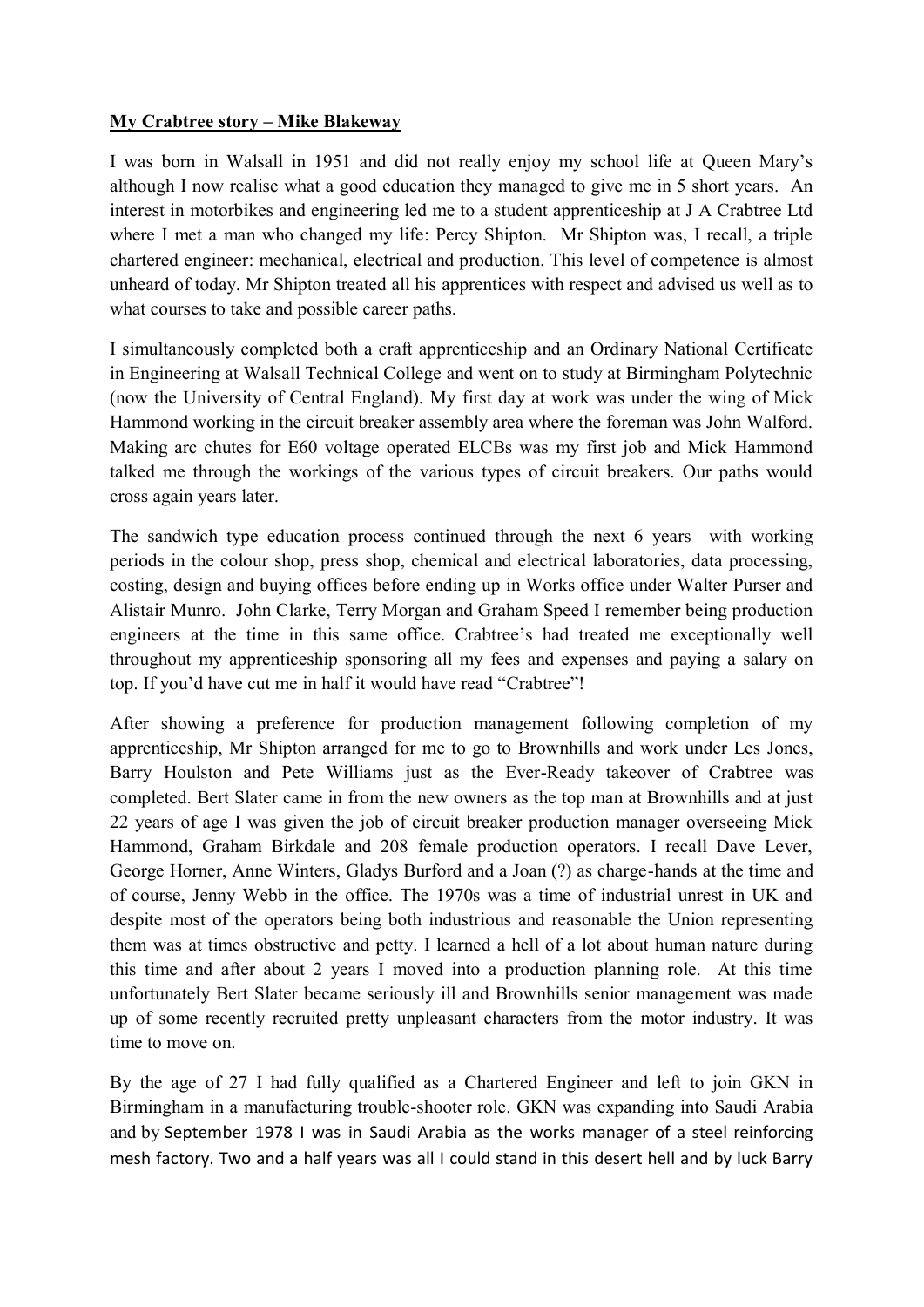**My Crabtree story – Mike Blakeway**

I was born in Walsall in 1951 and did not really enjoy my school life at Queen Mary's although I now realise what a good education they managed to give me in 5 short years. An interest in motorbikes and engineering led me to a student apprenticeship at J A Crabtree Ltd where I met a man who changed my life: Percy Shipton. Mr Shipton was, I recall, a triple chartered engineer: mechanical, electrical and production. This level of competence is almost unheard of today. Mr Shipton treated all his apprentices with respect and advised us well as to what courses to take and possible career paths.

I simultaneously completed both a craft apprenticeship and an Ordinary National Certificate in Engineering at Walsall Technical College and went on to study at Birmingham Polytechnic (now the University of Central England). My first day at work was under the wing of Mick Hammond working in the circuit breaker assembly area where the foreman was John Walford. Making arc chutes for E60 voltage operated ELCBs was my first job and Mick Hammond talked me through the workings of the various types of circuit breakers. Our paths would cross again years later.

The sandwich type education process continued through the next 6 years with working periods in the colour shop, press shop, chemical and electrical laboratories, data processing, costing, design and buying offices before ending up in Works office under Walter Purser and Alistair Munro. John Clarke, Terry Morgan and Graham Speed I remember being production engineers at the time in this same office. Crabtree's had treated me exceptionally well throughout my apprenticeship sponsoring all my fees and expenses and paying a salary on top. If you'd have cut me in half it would have read "Crabtree"!

After showing a preference for production management following completion of my apprenticeship, Mr Shipton arranged for me to go to Brownhills and work under Les Jones, Barry Houlston and Pete Williams just as the Ever-Ready takeover of Crabtree was completed. Bert Slater came in from the new owners as the top man at Brownhills and at just 22 years of age I was given the job of circuit breaker production manager overseeing Mick Hammond, Graham Birkdale and 208 female production operators. I recall Dave Lever, George Horner, Anne Winters, Gladys Burford and a Joan (?) as charge-hands at the time and of course, Jenny Webb in the office. The 1970s was a time of industrial unrest in UK and despite most of the operators being both industrious and reasonable the Union representing them was at times obstructive and petty. I learned a hell of a lot about human nature during this time and after about 2 years I moved into a production planning role. At this time unfortunately Bert Slater became seriously ill and Brownhills senior management was made up of some recently recruited pretty unpleasant characters from the motor industry. It was time to move on.

By the age of 27 I had fully qualified as a Chartered Engineer and left to join GKN in Birmingham in a manufacturing trouble-shooter role. GKN was expanding into Saudi Arabia and by September 1978 I was in Saudi Arabia as the works manager of a steel reinforcing mesh factory. Two and a half years was all I could stand in this desert hell and by luck Barry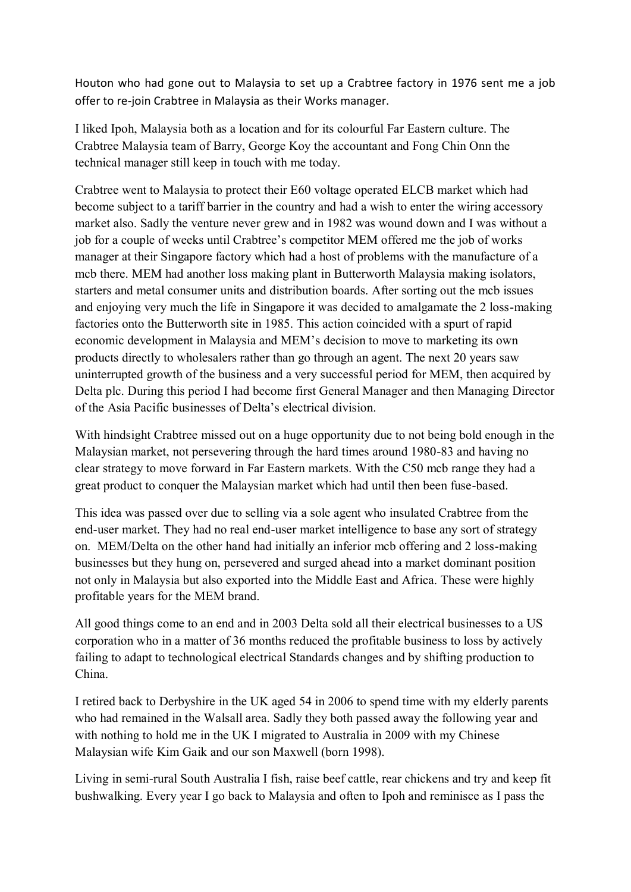Houton who had gone out to Malaysia to set up a Crabtree factory in 1976 sent me a job offer to re-join Crabtree in Malaysia as their Works manager.

I liked Ipoh, Malaysia both as a location and for its colourful Far Eastern culture. The Crabtree Malaysia team of Barry, George Koy the accountant and Fong Chin Onn the technical manager still keep in touch with me today.

Crabtree went to Malaysia to protect their E60 voltage operated ELCB market which had become subject to a tariff barrier in the country and had a wish to enter the wiring accessory market also. Sadly the venture never grew and in 1982 was wound down and I was without a job for a couple of weeks until Crabtree's competitor MEM offered me the job of works manager at their Singapore factory which had a host of problems with the manufacture of a mcb there. MEM had another loss making plant in Butterworth Malaysia making isolators, starters and metal consumer units and distribution boards. After sorting out the mcb issues and enjoying very much the life in Singapore it was decided to amalgamate the 2 loss-making factories onto the Butterworth site in 1985. This action coincided with a spurt of rapid economic development in Malaysia and MEM's decision to move to marketing its own products directly to wholesalers rather than go through an agent. The next 20 years saw uninterrupted growth of the business and a very successful period for MEM, then acquired by Delta plc. During this period I had become first General Manager and then Managing Director of the Asia Pacific businesses of Delta's electrical division.

With hindsight Crabtree missed out on a huge opportunity due to not being bold enough in the Malaysian market, not persevering through the hard times around 1980-83 and having no clear strategy to move forward in Far Eastern markets. With the C50 mcb range they had a great product to conquer the Malaysian market which had until then been fuse-based.

This idea was passed over due to selling via a sole agent who insulated Crabtree from the end-user market. They had no real end-user market intelligence to base any sort of strategy on. MEM/Delta on the other hand had initially an inferior mcb offering and 2 loss-making businesses but they hung on, persevered and surged ahead into a market dominant position not only in Malaysia but also exported into the Middle East and Africa. These were highly profitable years for the MEM brand.

All good things come to an end and in 2003 Delta sold all their electrical businesses to a US corporation who in a matter of 36 months reduced the profitable business to loss by actively failing to adapt to technological electrical Standards changes and by shifting production to China.

I retired back to Derbyshire in the UK aged 54 in 2006 to spend time with my elderly parents who had remained in the Walsall area. Sadly they both passed away the following year and with nothing to hold me in the UK I migrated to Australia in 2009 with my Chinese Malaysian wife Kim Gaik and our son Maxwell (born 1998).

Living in semi-rural South Australia I fish, raise beef cattle, rear chickens and try and keep fit bushwalking. Every year I go back to Malaysia and often to Ipoh and reminisce as I pass the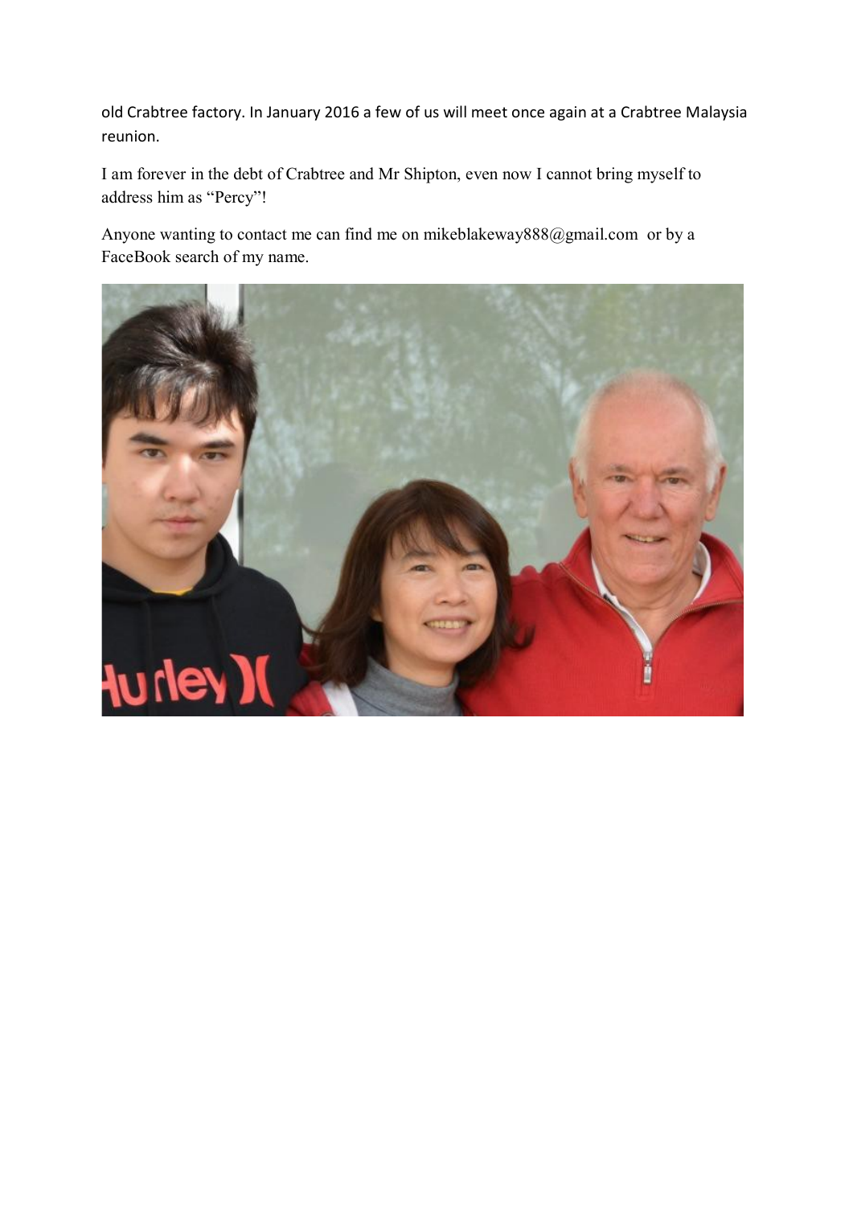old Crabtree factory. In January 2016 a few of us will meet once again at a Crabtree Malaysia reunion.

I am forever in the debt of Crabtree and Mr Shipton, even now I cannot bring myself to address him as "Percy"!

Anyone wanting to contact me can find me on mikeblakeway888@gmail.com or by a FaceBook search of my name.